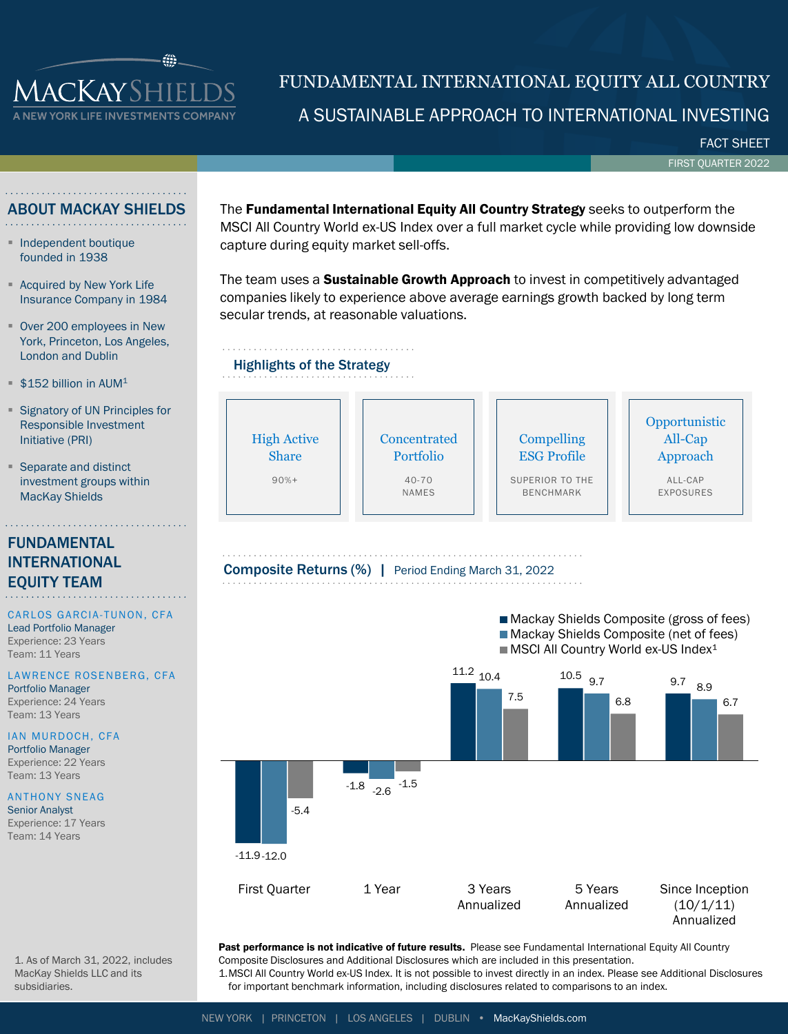# MacKay Shields

A New York Life Investments Company

# FUNDAMENTAL INTERNATIONAL EQUITY ALL COUNTRY

## A SUSTAINABLE APPROACH TO INTERNATIONAL INVESTING

FACT SHEET

FIRST QUARTER 2022

## ABOUT MACKAY SHIELDS

- Independent boutique founded in 1938
- Acquired by New York Life Insurance Company in 1984
- Over 200 employees in New York, Princeton, Los Angeles, London and Dublin
- $152 billion in AUM[1]
- Signatory of UN Principles for Responsible Investment Initiative (PRI)
- Separate and distinct investment groups within MacKay Shields

## FUNDAMENTAL INTERNATIONAL EQUITY TEAM

**CARLOS GARCIA-TUNON, CFA**
Lead Portfolio Manager
Experience: 23 Years
Team: 11 Years

**LAWRENCE ROSENBERG, CFA**
Portfolio Manager
Experience: 24 Years
Team: 13 Years

**IAN MURDOCH, CFA**
Portfolio Manager
Experience: 22 Years
Team: 13 Years

**ANTHONY SNEAG**
Senior Analyst
Experience: 17 Years
Team: 14 Years

1. As of March 31, 2022, includes MacKay Shields LLC and its subsidiaries.

The **Fundamental International Equity All Country Strategy** seeks to outperform the MSCI All Country World ex-US Index over a full market cycle while providing low downside capture during equity market sell-offs.

The team uses a **Sustainable Growth Approach** to invest in competitively advantaged companies likely to experience above average earnings growth backed by long term secular trends, at reasonable valuations.

### Highlights of the Strategy

| High Active Share | Concentrated Portfolio | Compelling ESG Profile | Opportunistic All-Cap Approach |
|---|---|---|---|
| 90%+ | 40-70 NAMES | SUPERIOR TO THE BENCHMARK | ALL-CAP EXPOSURES |

### Composite Returns (%) | Period Ending March 31, 2022

| | First Quarter | 1 Year | 3 Years Annualized | 5 Years Annualized | Since Inception (10/1/11) Annualized |
|---|---|---|---|---|---|
| Mackay Shields Composite (gross of fees) | -11.9 | -1.8 | 11.2 | 10.5 | 9.7 |
| Mackay Shields Composite (net of fees) | -12.0 | -2.6 | 10.4 | 9.7 | 8.9 |
| MSCI All Country World ex-US Index[1] | -5.4 | -1.5 | 7.5 | 6.8 | 6.7 |

**Past performance is not indicative of future results.** Please see Fundamental International Equity All Country Composite Disclosures and Additional Disclosures which are included in this presentation.

1. MSCI All Country World ex-US Index. It is not possible to invest directly in an index. Please see Additional Disclosures for important benchmark information, including disclosures related to comparisons to an index.

NEW YORK | PRINCETON | LOS ANGELES | DUBLIN • MacKayShields.com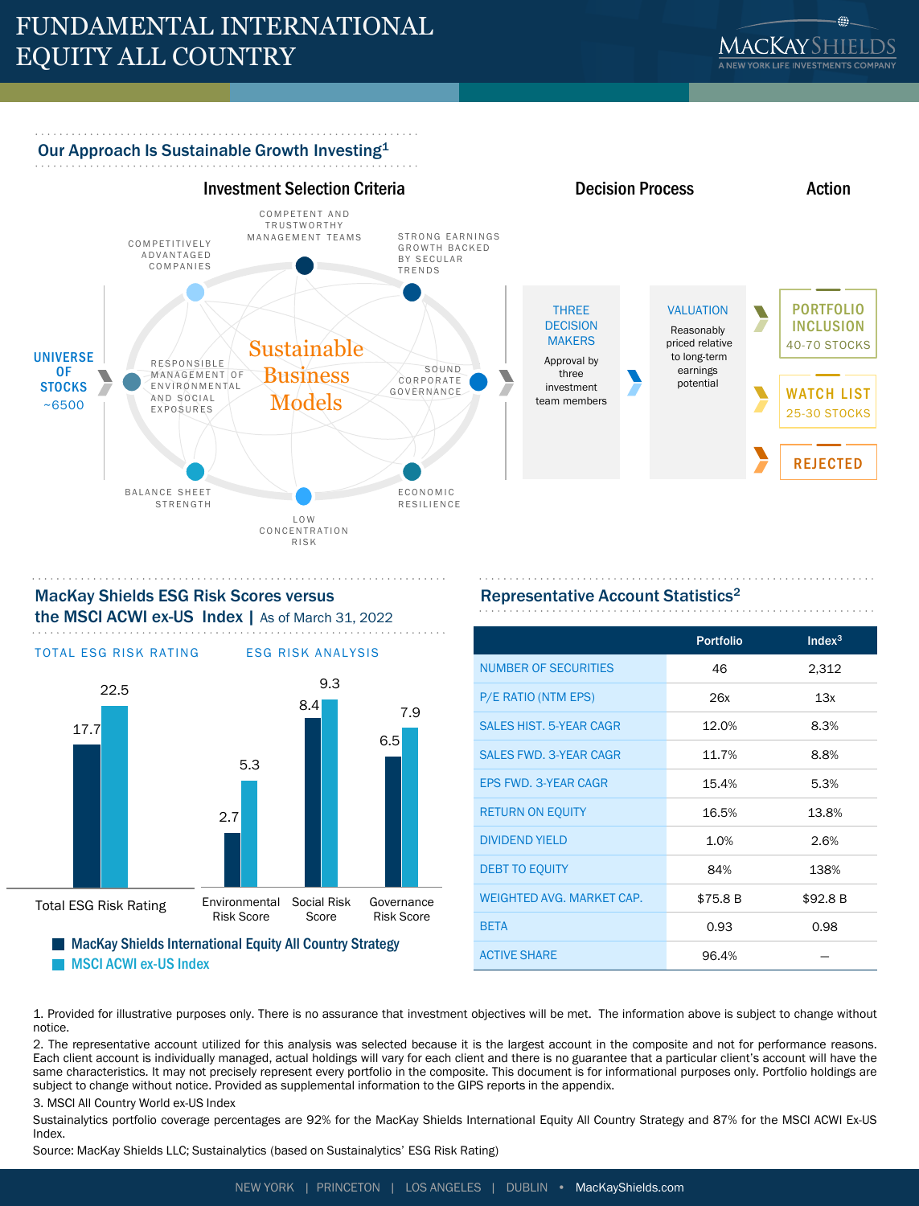# FUNDAMENTAL INTERNATIONAL EQUITY ALL COUNTRY

## Our Approach Is Sustainable Growth Investing[1]

### Investment Selection Criteria

UNIVERSE OF STOCKS ~6500

**Sustainable Business Models**

- COMPETENT AND TRUSTWORTHY MANAGEMENT TEAMS
- STRONG EARNINGS GROWTH BACKED BY SECULAR TRENDS
- SOUND CORPORATE GOVERNANCE
- ECONOMIC RESILIENCE
- LOW CONCENTRATION RISK
- BALANCE SHEET STRENGTH
- RESPONSIBLE MANAGEMENT OF ENVIRONMENTAL AND SOCIAL EXPOSURES
- COMPETITIVELY ADVANTAGED COMPANIES

### Decision Process

**THREE DECISION MAKERS**
Approval by three investment team members

**VALUATION**
Reasonably priced relative to long-term earnings potential

### Action

- **PORTFOLIO INCLUSION** 40-70 STOCKS
- **WATCH LIST** 25-30 STOCKS
- **REJECTED**

## MacKay Shields ESG Risk Scores versus the MSCI ACWI ex-US Index | As of March 31, 2022

| | MacKay Shields International Equity All Country Strategy | MSCI ACWI ex-US Index |
|---|---|---|
| **TOTAL ESG RISK RATING** | | |
| Total ESG Risk Rating | 17.7 | 22.5 |
| **ESG RISK ANALYSIS** | | |
| Environmental Risk Score | 2.7 | 5.3 |
| Social Risk Score | 8.4 | 9.3 |
| Governance Risk Score | 6.5 | 7.9 |

## Representative Account Statistics[2]

| | Portfolio | Index[3] |
|---|---|---|
| NUMBER OF SECURITIES | 46 | 2,312 |
| P/E RATIO (NTM EPS) | 26x | 13x |
| SALES HIST. 5-YEAR CAGR | 12.0% | 8.3% |
| SALES FWD. 3-YEAR CAGR | 11.7% | 8.8% |
| EPS FWD. 3-YEAR CAGR | 15.4% | 5.3% |
| RETURN ON EQUITY | 16.5% | 13.8% |
| DIVIDEND YIELD | 1.0% | 2.6% |
| DEBT TO EQUITY | 84% | 138% |
| WEIGHTED AVG. MARKET CAP. | $75.8 B | $92.8 B |
| BETA | 0.93 | 0.98 |
| ACTIVE SHARE | 96.4% | – |

1. Provided for illustrative purposes only. There is no assurance that investment objectives will be met. The information above is subject to change without notice.

2. The representative account utilized for this analysis was selected because it is the largest account in the composite and not for performance reasons. Each client account is individually managed, actual holdings will vary for each client and there is no guarantee that a particular client's account will have the same characteristics. It may not precisely represent every portfolio in the composite. This document is for informational purposes only. Portfolio holdings are subject to change without notice. Provided as supplemental information to the GIPS reports in the appendix.

3. MSCI All Country World ex-US Index

Sustainalytics portfolio coverage percentages are 92% for the MacKay Shields International Equity All Country Strategy and 87% for the MSCI ACWI Ex-US Index.

Source: MacKay Shields LLC; Sustainalytics (based on Sustainalytics' ESG Risk Rating)

NEW YORK | PRINCETON | LOS ANGELES | DUBLIN • MacKayShields.com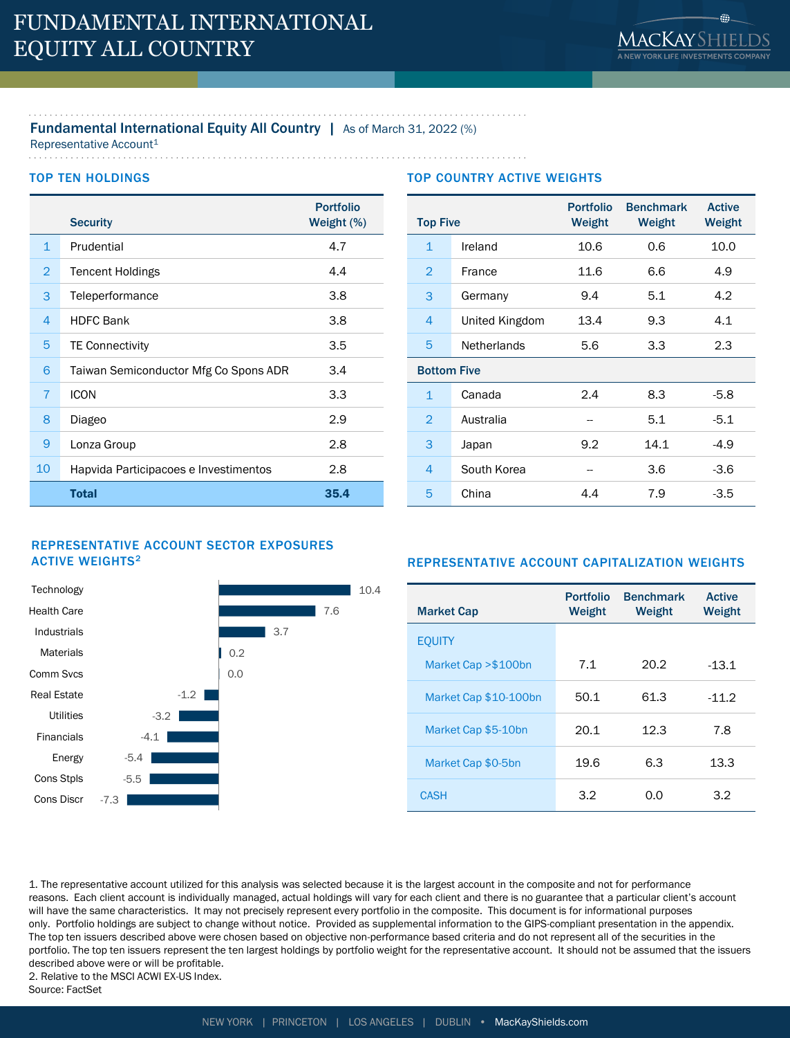# FUNDAMENTAL INTERNATIONAL EQUITY ALL COUNTRY

**Fundamental International Equity All Country** | As of March 31, 2022 (%)
Representative Account[1]

## TOP TEN HOLDINGS

| | Security | Portfolio Weight (%) |
|---|---|---|
| 1 | Prudential | 4.7 |
| 2 | Tencent Holdings | 4.4 |
| 3 | Teleperformance | 3.8 |
| 4 | HDFC Bank | 3.8 |
| 5 | TE Connectivity | 3.5 |
| 6 | Taiwan Semiconductor Mfg Co Spons ADR | 3.4 |
| 7 | ICON | 3.3 |
| 8 | Diageo | 2.9 |
| 9 | Lonza Group | 2.8 |
| 10 | Hapvida Participacoes e Investimentos | 2.8 |
| | **Total** | **35.4** |

## TOP COUNTRY ACTIVE WEIGHTS

| Top Five | | Portfolio Weight | Benchmark Weight | Active Weight |
|---|---|---|---|---|
| 1 | Ireland | 10.6 | 0.6 | 10.0 |
| 2 | France | 11.6 | 6.6 | 4.9 |
| 3 | Germany | 9.4 | 5.1 | 4.2 |
| 4 | United Kingdom | 13.4 | 9.3 | 4.1 |
| 5 | Netherlands | 5.6 | 3.3 | 2.3 |
| **Bottom Five** | | | | |
| 1 | Canada | 2.4 | 8.3 | -5.8 |
| 2 | Australia | -- | 5.1 | -5.1 |
| 3 | Japan | 9.2 | 14.1 | -4.9 |
| 4 | South Korea | -- | 3.6 | -3.6 |
| 5 | China | 4.4 | 7.9 | -3.5 |

## REPRESENTATIVE ACCOUNT SECTOR EXPOSURES ACTIVE WEIGHTS[2]

| Sector | Active Weight |
|---|---|
| Technology | 10.4 |
| Health Care | 7.6 |
| Industrials | 3.7 |
| Materials | 0.2 |
| Comm Svcs | 0.0 |
| Real Estate | -1.2 |
| Utilities | -3.2 |
| Financials | -4.1 |
| Energy | -5.4 |
| Cons Stpls | -5.5 |
| Cons Discr | -7.3 |

## REPRESENTATIVE ACCOUNT CAPITALIZATION WEIGHTS

| Market Cap | Portfolio Weight | Benchmark Weight | Active Weight |
|---|---|---|---|
| EQUITY | | | |
| Market Cap >$100bn | 7.1 | 20.2 | -13.1 |
| Market Cap $10-100bn | 50.1 | 61.3 | -11.2 |
| Market Cap $5-10bn | 20.1 | 12.3 | 7.8 |
| Market Cap $0-5bn | 19.6 | 6.3 | 13.3 |
| CASH | 3.2 | 0.0 | 3.2 |

1. The representative account utilized for this analysis was selected because it is the largest account in the composite and not for performance reasons. Each client account is individually managed, actual holdings will vary for each client and there is no guarantee that a particular client's account will have the same characteristics. It may not precisely represent every portfolio in the composite. This document is for informational purposes only. Portfolio holdings are subject to change without notice. Provided as supplemental information to the GIPS-compliant presentation in the appendix. The top ten issuers described above were chosen based on objective non-performance based criteria and do not represent all of the securities in the portfolio. The top ten issuers represent the ten largest holdings by portfolio weight for the representative account. It should not be assumed that the issuers described above were or will be profitable.
2. Relative to the MSCI ACWI EX-US Index.
Source: FactSet

NEW YORK | PRINCETON | LOS ANGELES | DUBLIN • MacKayShields.com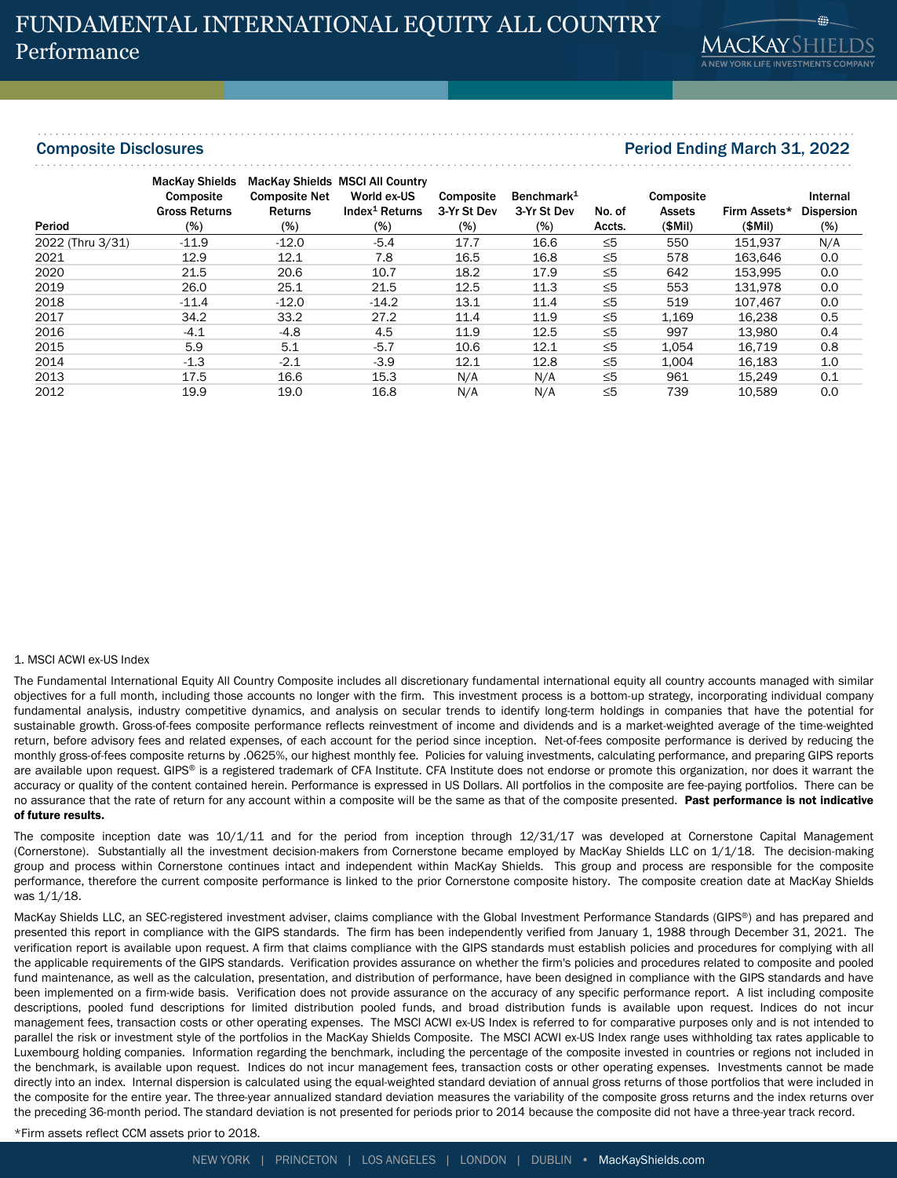# FUNDAMENTAL INTERNATIONAL EQUITY ALL COUNTRY
## Performance

### Composite Disclosures

**Period Ending March 31, 2022**

| Period | MacKay Shields Composite Gross Returns (%) | MacKay Shields Composite Net Returns (%) | MSCI All Country World ex-US Index[1] Returns (%) | Composite 3-Yr St Dev (%) | Benchmark[1] 3-Yr St Dev (%) | No. of Accts. | Composite Assets ($Mil) | Firm Assets* ($Mil) | Internal Dispersion (%) |
|---|---|---|---|---|---|---|---|---|---|
| 2022 (Thru 3/31) | -11.9 | -12.0 | -5.4 | 17.7 | 16.6 | ≤5 | 550 | 151,937 | N/A |
| 2021 | 12.9 | 12.1 | 7.8 | 16.5 | 16.8 | ≤5 | 578 | 163,646 | 0.0 |
| 2020 | 21.5 | 20.6 | 10.7 | 18.2 | 17.9 | ≤5 | 642 | 153,995 | 0.0 |
| 2019 | 26.0 | 25.1 | 21.5 | 12.5 | 11.3 | ≤5 | 553 | 131,978 | 0.0 |
| 2018 | -11.4 | -12.0 | -14.2 | 13.1 | 11.4 | ≤5 | 519 | 107,467 | 0.0 |
| 2017 | 34.2 | 33.2 | 27.2 | 11.4 | 11.9 | ≤5 | 1,169 | 16,238 | 0.5 |
| 2016 | -4.1 | -4.8 | 4.5 | 11.9 | 12.5 | ≤5 | 997 | 13,980 | 0.4 |
| 2015 | 5.9 | 5.1 | -5.7 | 10.6 | 12.1 | ≤5 | 1,054 | 16,719 | 0.8 |
| 2014 | -1.3 | -2.1 | -3.9 | 12.1 | 12.8 | ≤5 | 1,004 | 16,183 | 1.0 |
| 2013 | 17.5 | 16.6 | 15.3 | N/A | N/A | ≤5 | 961 | 15,249 | 0.1 |
| 2012 | 19.9 | 19.0 | 16.8 | N/A | N/A | ≤5 | 739 | 10,589 | 0.0 |

1. MSCI ACWI ex-US Index

The Fundamental International Equity All Country Composite includes all discretionary fundamental international equity all country accounts managed with similar objectives for a full month, including those accounts no longer with the firm. This investment process is a bottom-up strategy, incorporating individual company fundamental analysis, industry competitive dynamics, and analysis on secular trends to identify long-term holdings in companies that have the potential for sustainable growth. Gross-of-fees composite performance reflects reinvestment of income and dividends and is a market-weighted average of the time-weighted return, before advisory fees and related expenses, of each account for the period since inception. Net-of-fees composite performance is derived by reducing the monthly gross-of-fees composite returns by .0625%, our highest monthly fee. Policies for valuing investments, calculating performance, and preparing GIPS reports are available upon request. GIPS® is a registered trademark of CFA Institute. CFA Institute does not endorse or promote this organization, nor does it warrant the accuracy or quality of the content contained herein. Performance is expressed in US Dollars. All portfolios in the composite are fee-paying portfolios. There can be no assurance that the rate of return for any account within a composite will be the same as that of the composite presented. **Past performance is not indicative of future results.**

The composite inception date was 10/1/11 and for the period from inception through 12/31/17 was developed at Cornerstone Capital Management (Cornerstone). Substantially all the investment decision-makers from Cornerstone became employed by MacKay Shields LLC on 1/1/18. The decision-making group and process within Cornerstone continues intact and independent within MacKay Shields. This group and process are responsible for the composite performance, therefore the current composite performance is linked to the prior Cornerstone composite history. The composite creation date at MacKay Shields was 1/1/18.

MacKay Shields LLC, an SEC-registered investment adviser, claims compliance with the Global Investment Performance Standards (GIPS®) and has prepared and presented this report in compliance with the GIPS standards. The firm has been independently verified from January 1, 1988 through December 31, 2021. The verification report is available upon request. A firm that claims compliance with the GIPS standards must establish policies and procedures for complying with all the applicable requirements of the GIPS standards. Verification provides assurance on whether the firm's policies and procedures related to composite and pooled fund maintenance, as well as the calculation, presentation, and distribution of performance, have been designed in compliance with the GIPS standards and have been implemented on a firm-wide basis. Verification does not provide assurance on the accuracy of any specific performance report. A list including composite descriptions, pooled fund descriptions for limited distribution pooled funds, and broad distribution funds is available upon request. Indices do not incur management fees, transaction costs or other operating expenses. The MSCI ACWI ex-US Index is referred to for comparative purposes only and is not intended to parallel the risk or investment style of the portfolios in the MacKay Shields Composite. The MSCI ACWI ex-US Index range uses withholding tax rates applicable to Luxembourg holding companies. Information regarding the benchmark, including the percentage of the composite invested in countries or regions not included in the benchmark, is available upon request. Indices do not incur management fees, transaction costs or other operating expenses. Investments cannot be made directly into an index. Internal dispersion is calculated using the equal-weighted standard deviation of annual gross returns of those portfolios that were included in the composite for the entire year. The three-year annualized standard deviation measures the variability of the composite gross returns and the index returns over the preceding 36-month period. The standard deviation is not presented for periods prior to 2014 because the composite did not have a three-year track record.

*Firm assets reflect CCM assets prior to 2018.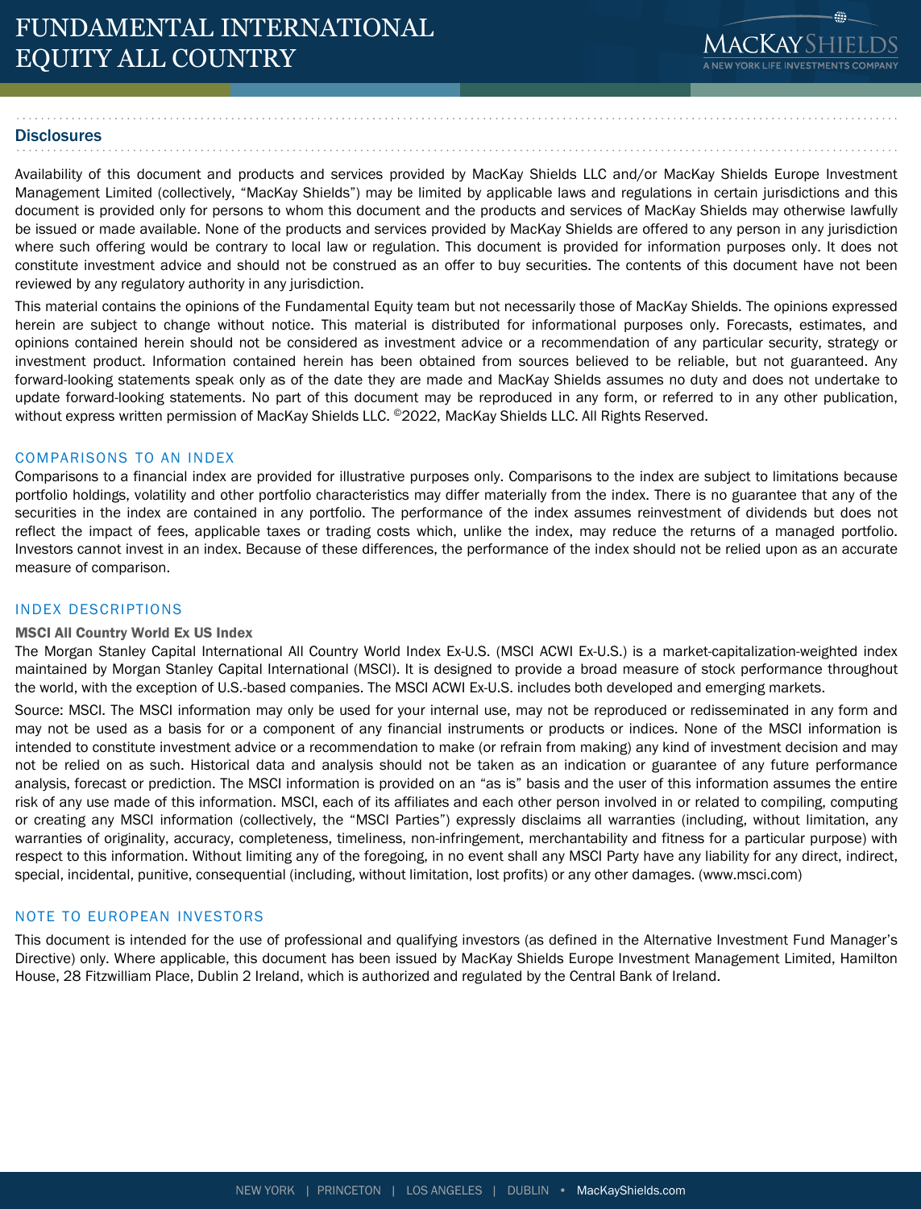## Disclosures

Availability of this document and products and services provided by MacKay Shields LLC and/or MacKay Shields Europe Investment Management Limited (collectively, "MacKay Shields") may be limited by applicable laws and regulations in certain jurisdictions and this document is provided only for persons to whom this document and the products and services of MacKay Shields may otherwise lawfully be issued or made available. None of the products and services provided by MacKay Shields are offered to any person in any jurisdiction where such offering would be contrary to local law or regulation. This document is provided for information purposes only. It does not constitute investment advice and should not be construed as an offer to buy securities. The contents of this document have not been reviewed by any regulatory authority in any jurisdiction.

This material contains the opinions of the Fundamental Equity team but not necessarily those of MacKay Shields. The opinions expressed herein are subject to change without notice. This material is distributed for informational purposes only. Forecasts, estimates, and opinions contained herein should not be considered as investment advice or a recommendation of any particular security, strategy or investment product. Information contained herein has been obtained from sources believed to be reliable, but not guaranteed. Any forward-looking statements speak only as of the date they are made and MacKay Shields assumes no duty and does not undertake to update forward-looking statements. No part of this document may be reproduced in any form, or referred to in any other publication, without express written permission of MacKay Shields LLC. ©2022, MacKay Shields LLC. All Rights Reserved.

### COMPARISONS TO AN INDEX

Comparisons to a financial index are provided for illustrative purposes only. Comparisons to the index are subject to limitations because portfolio holdings, volatility and other portfolio characteristics may differ materially from the index. There is no guarantee that any of the securities in the index are contained in any portfolio. The performance of the index assumes reinvestment of dividends but does not reflect the impact of fees, applicable taxes or trading costs which, unlike the index, may reduce the returns of a managed portfolio. Investors cannot invest in an index. Because of these differences, the performance of the index should not be relied upon as an accurate measure of comparison.

### INDEX DESCRIPTIONS

**MSCI All Country World Ex US Index**

The Morgan Stanley Capital International All Country World Index Ex-U.S. (MSCI ACWI Ex-U.S.) is a market-capitalization-weighted index maintained by Morgan Stanley Capital International (MSCI). It is designed to provide a broad measure of stock performance throughout the world, with the exception of U.S.-based companies. The MSCI ACWI Ex-U.S. includes both developed and emerging markets.

Source: MSCI. The MSCI information may only be used for your internal use, may not be reproduced or redisseminated in any form and may not be used as a basis for or a component of any financial instruments or products or indices. None of the MSCI information is intended to constitute investment advice or a recommendation to make (or refrain from making) any kind of investment decision and may not be relied on as such. Historical data and analysis should not be taken as an indication or guarantee of any future performance analysis, forecast or prediction. The MSCI information is provided on an "as is" basis and the user of this information assumes the entire risk of any use made of this information. MSCI, each of its affiliates and each other person involved in or related to compiling, computing or creating any MSCI information (collectively, the "MSCI Parties") expressly disclaims all warranties (including, without limitation, any warranties of originality, accuracy, completeness, timeliness, non-infringement, merchantability and fitness for a particular purpose) with respect to this information. Without limiting any of the foregoing, in no event shall any MSCI Party have any liability for any direct, indirect, special, incidental, punitive, consequential (including, without limitation, lost profits) or any other damages. (www.msci.com)

### NOTE TO EUROPEAN INVESTORS

This document is intended for the use of professional and qualifying investors (as defined in the Alternative Investment Fund Manager's Directive) only. Where applicable, this document has been issued by MacKay Shields Europe Investment Management Limited, Hamilton House, 28 Fitzwilliam Place, Dublin 2 Ireland, which is authorized and regulated by the Central Bank of Ireland.